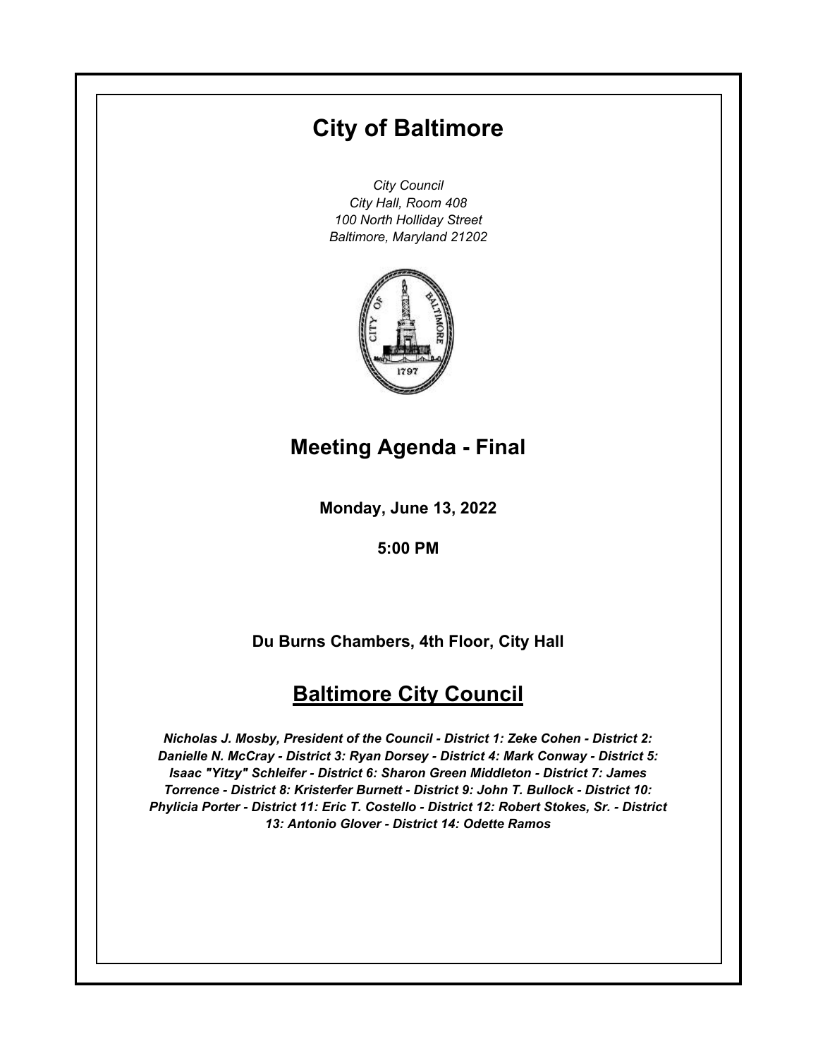# City of Baltimore

*City Council*
*City Hall, Room 408*
*100 North Holliday Street*
*Baltimore, Maryland 21202*

## Meeting Agenda - Final

**Monday, June 13, 2022**

**5:00 PM**

**Du Burns Chambers, 4th Floor, City Hall**

## Baltimore City Council

***Nicholas J. Mosby, President of the Council - District 1: Zeke Cohen - District 2: Danielle N. McCray - District 3: Ryan Dorsey - District 4: Mark Conway - District 5: Isaac "Yitzy" Schleifer - District 6: Sharon Green Middleton - District 7: James Torrence - District 8: Kristerfer Burnett - District 9: John T. Bullock - District 10: Phylicia Porter - District 11: Eric T. Costello - District 12: Robert Stokes, Sr. - District 13: Antonio Glover - District 14: Odette Ramos***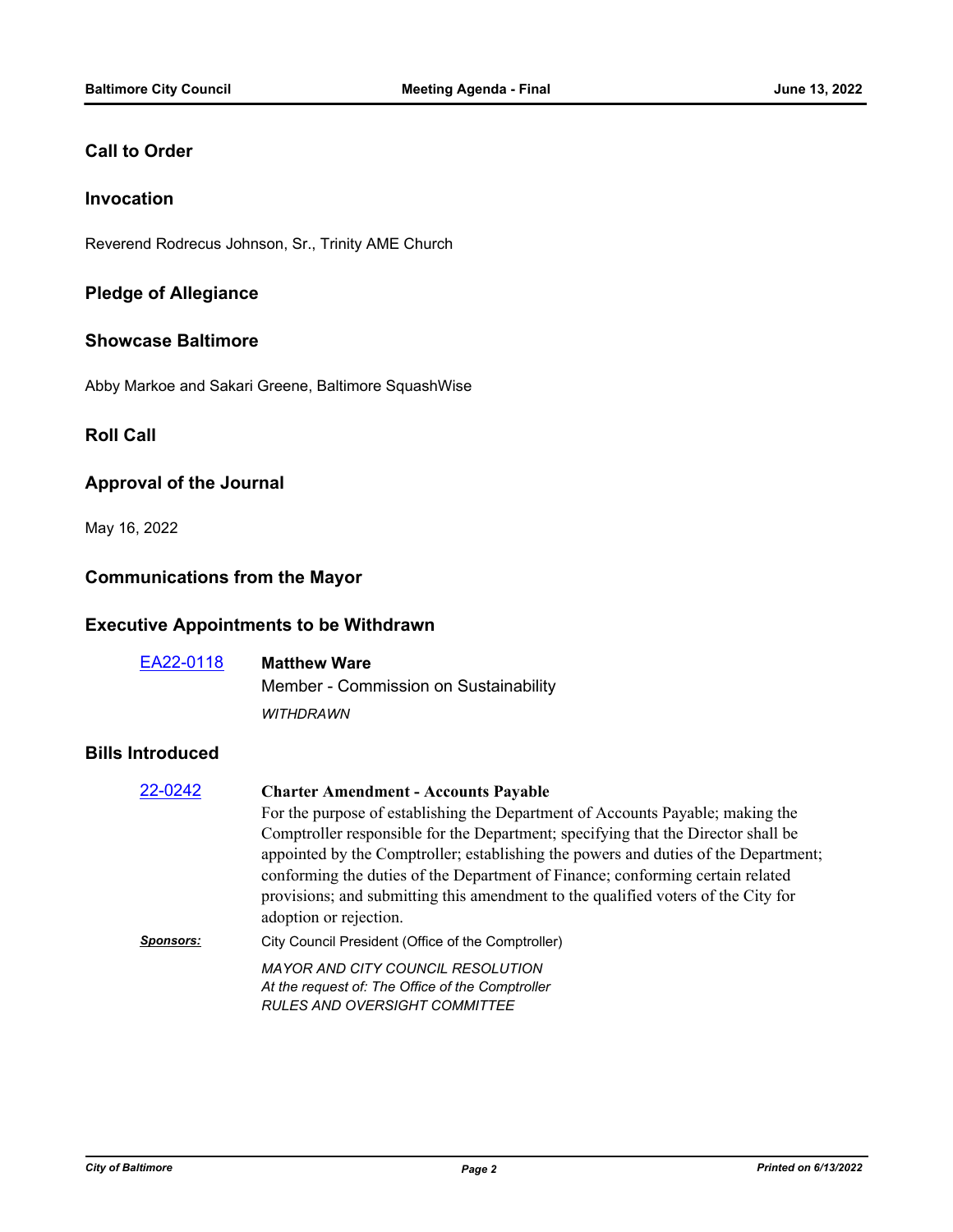## Call to Order

## Invocation

Reverend Rodrecus Johnson, Sr., Trinity AME Church

## Pledge of Allegiance

## Showcase Baltimore

Abby Markoe and Sakari Greene, Baltimore SquashWise

## Roll Call

## Approval of the Journal

May 16, 2022

## Communications from the Mayor

## Executive Appointments to be Withdrawn

[EA22-0118] **Matthew Ware**

Member - Commission on Sustainability

*WITHDRAWN*

## Bills Introduced

[22-0242] **Charter Amendment - Accounts Payable**

For the purpose of establishing the Department of Accounts Payable; making the Comptroller responsible for the Department; specifying that the Director shall be appointed by the Comptroller; establishing the powers and duties of the Department; conforming the duties of the Department of Finance; conforming certain related provisions; and submitting this amendment to the qualified voters of the City for adoption or rejection.

***Sponsors:*** City Council President (Office of the Comptroller)

*MAYOR AND CITY COUNCIL RESOLUTION*
*At the request of: The Office of the Comptroller*
*RULES AND OVERSIGHT COMMITTEE*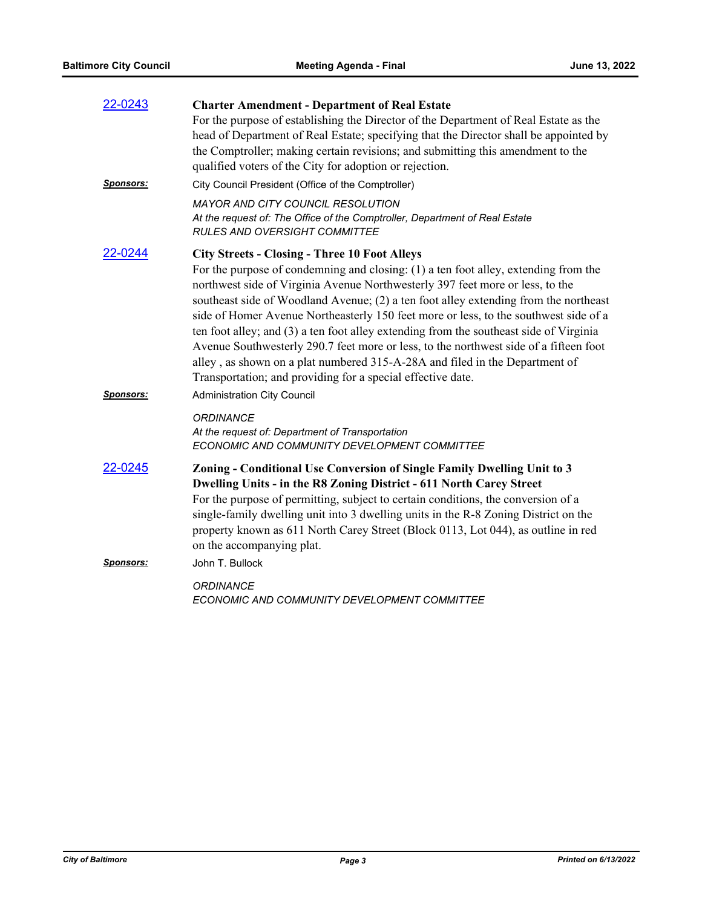[22-0243](22-0243)

**Charter Amendment - Department of Real Estate**

For the purpose of establishing the Director of the Department of Real Estate as the head of Department of Real Estate; specifying that the Director shall be appointed by the Comptroller; making certain revisions; and submitting this amendment to the qualified voters of the City for adoption or rejection.

***Sponsors:*** City Council President (Office of the Comptroller)

*MAYOR AND CITY COUNCIL RESOLUTION*
*At the request of: The Office of the Comptroller, Department of Real Estate*
*RULES AND OVERSIGHT COMMITTEE*

[22-0244](22-0244)

**City Streets - Closing - Three 10 Foot Alleys**

For the purpose of condemning and closing: (1) a ten foot alley, extending from the northwest side of Virginia Avenue Northwesterly 397 feet more or less, to the southeast side of Woodland Avenue; (2) a ten foot alley extending from the northeast side of Homer Avenue Northeasterly 150 feet more or less, to the southwest side of a ten foot alley; and (3) a ten foot alley extending from the southeast side of Virginia Avenue Southwesterly 290.7 feet more or less, to the northwest side of a fifteen foot alley , as shown on a plat numbered 315-A-28A and filed in the Department of Transportation; and providing for a special effective date.

***Sponsors:*** Administration City Council

*ORDINANCE*
*At the request of: Department of Transportation*
*ECONOMIC AND COMMUNITY DEVELOPMENT COMMITTEE*

[22-0245](22-0245)

**Zoning - Conditional Use Conversion of Single Family Dwelling Unit to 3 Dwelling Units - in the R8 Zoning District - 611 North Carey Street**

For the purpose of permitting, subject to certain conditions, the conversion of a single-family dwelling unit into 3 dwelling units in the R-8 Zoning District on the property known as 611 North Carey Street (Block 0113, Lot 044), as outline in red on the accompanying plat.

***Sponsors:*** John T. Bullock

*ORDINANCE*
*ECONOMIC AND COMMUNITY DEVELOPMENT COMMITTEE*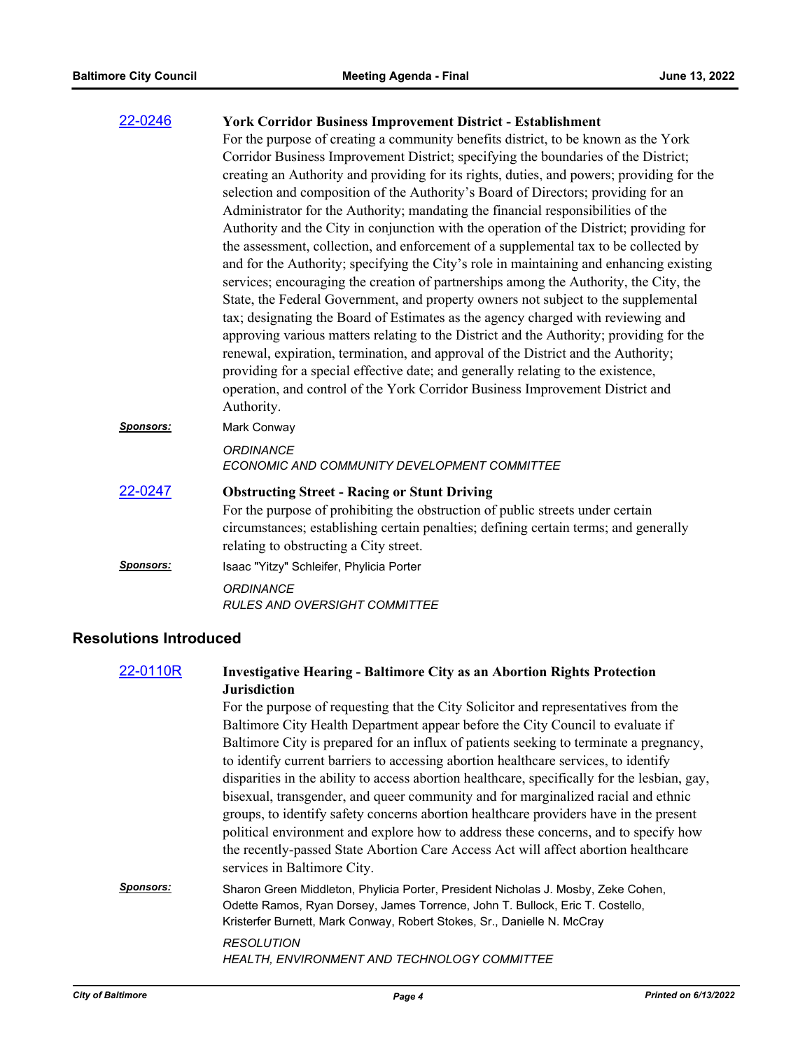[22-0246](#) **York Corridor Business Improvement District - Establishment**

For the purpose of creating a community benefits district, to be known as the York Corridor Business Improvement District; specifying the boundaries of the District; creating an Authority and providing for its rights, duties, and powers; providing for the selection and composition of the Authority's Board of Directors; providing for an Administrator for the Authority; mandating the financial responsibilities of the Authority and the City in conjunction with the operation of the District; providing for the assessment, collection, and enforcement of a supplemental tax to be collected by and for the Authority; specifying the City's role in maintaining and enhancing existing services; encouraging the creation of partnerships among the Authority, the City, the State, the Federal Government, and property owners not subject to the supplemental tax; designating the Board of Estimates as the agency charged with reviewing and approving various matters relating to the District and the Authority; providing for the renewal, expiration, termination, and approval of the District and the Authority; providing for a special effective date; and generally relating to the existence, operation, and control of the York Corridor Business Improvement District and Authority.

***Sponsors:*** Mark Conway

*ORDINANCE*
*ECONOMIC AND COMMUNITY DEVELOPMENT COMMITTEE*

[22-0247](#) **Obstructing Street - Racing or Stunt Driving**

For the purpose of prohibiting the obstruction of public streets under certain circumstances; establishing certain penalties; defining certain terms; and generally relating to obstructing a City street.

***Sponsors:*** Isaac "Yitzy" Schleifer, Phylicia Porter

*ORDINANCE*
*RULES AND OVERSIGHT COMMITTEE*

## Resolutions Introduced

[22-0110R](#) **Investigative Hearing - Baltimore City as an Abortion Rights Protection Jurisdiction**

For the purpose of requesting that the City Solicitor and representatives from the Baltimore City Health Department appear before the City Council to evaluate if Baltimore City is prepared for an influx of patients seeking to terminate a pregnancy, to identify current barriers to accessing abortion healthcare services, to identify disparities in the ability to access abortion healthcare, specifically for the lesbian, gay, bisexual, transgender, and queer community and for marginalized racial and ethnic groups, to identify safety concerns abortion healthcare providers have in the present political environment and explore how to address these concerns, and to specify how the recently-passed State Abortion Care Access Act will affect abortion healthcare services in Baltimore City.

***Sponsors:*** Sharon Green Middleton, Phylicia Porter, President Nicholas J. Mosby, Zeke Cohen, Odette Ramos, Ryan Dorsey, James Torrence, John T. Bullock, Eric T. Costello, Kristerfer Burnett, Mark Conway, Robert Stokes, Sr., Danielle N. McCray

*RESOLUTION*
*HEALTH, ENVIRONMENT AND TECHNOLOGY COMMITTEE*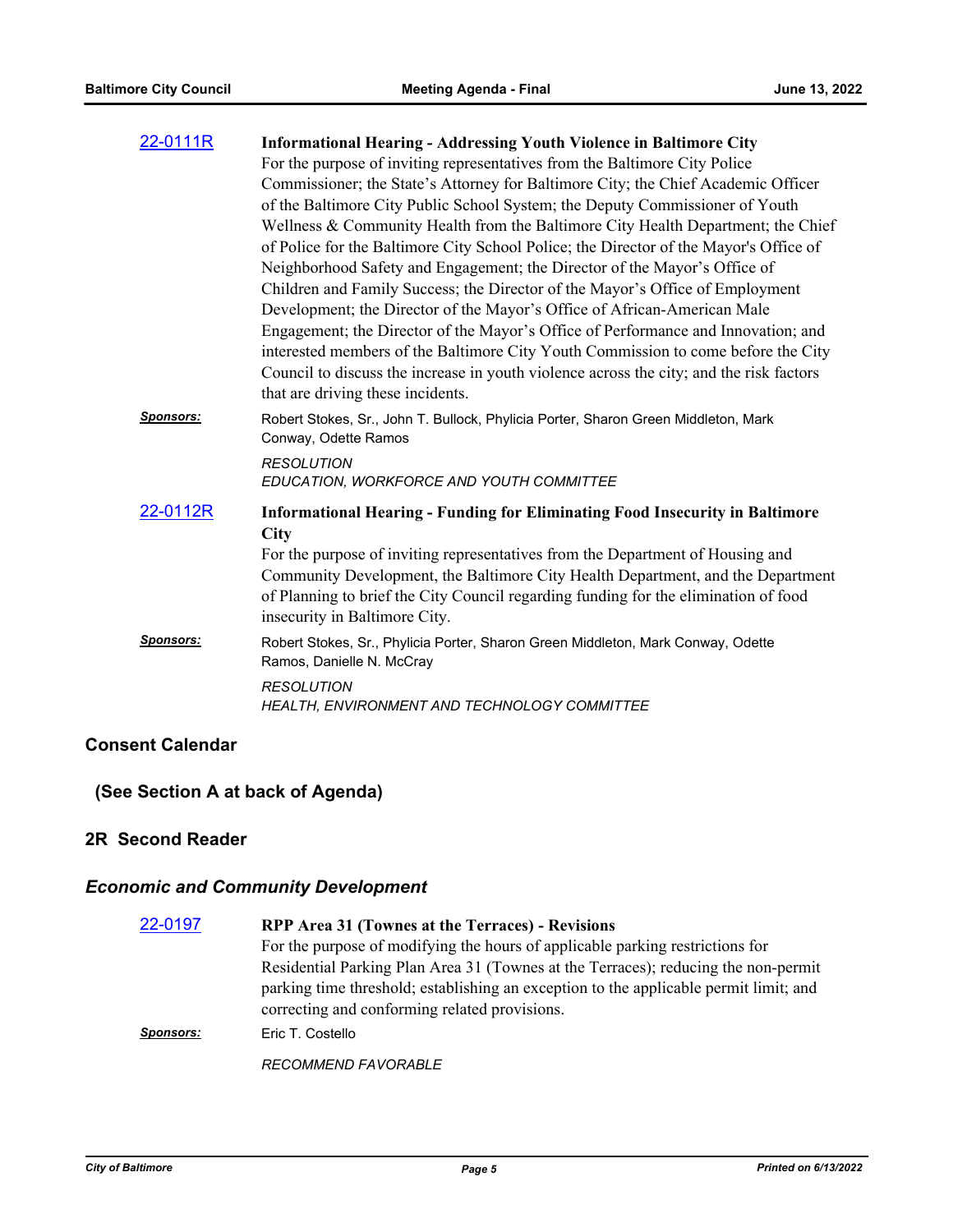[22-0111R](22-0111R) **Informational Hearing - Addressing Youth Violence in Baltimore City**

For the purpose of inviting representatives from the Baltimore City Police Commissioner; the State's Attorney for Baltimore City; the Chief Academic Officer of the Baltimore City Public School System; the Deputy Commissioner of Youth Wellness & Community Health from the Baltimore City Health Department; the Chief of Police for the Baltimore City School Police; the Director of the Mayor's Office of Neighborhood Safety and Engagement; the Director of the Mayor's Office of Children and Family Success; the Director of the Mayor's Office of Employment Development; the Director of the Mayor's Office of African-American Male Engagement; the Director of the Mayor's Office of Performance and Innovation; and interested members of the Baltimore City Youth Commission to come before the City Council to discuss the increase in youth violence across the city; and the risk factors that are driving these incidents.

***Sponsors:*** Robert Stokes, Sr., John T. Bullock, Phylicia Porter, Sharon Green Middleton, Mark Conway, Odette Ramos

*RESOLUTION*
*EDUCATION, WORKFORCE AND YOUTH COMMITTEE*

[22-0112R](22-0112R) **Informational Hearing - Funding for Eliminating Food Insecurity in Baltimore City**

For the purpose of inviting representatives from the Department of Housing and Community Development, the Baltimore City Health Department, and the Department of Planning to brief the City Council regarding funding for the elimination of food insecurity in Baltimore City.

***Sponsors:*** Robert Stokes, Sr., Phylicia Porter, Sharon Green Middleton, Mark Conway, Odette Ramos, Danielle N. McCray

*RESOLUTION*
*HEALTH, ENVIRONMENT AND TECHNOLOGY COMMITTEE*

## Consent Calendar

### (See Section A at back of Agenda)

## 2R Second Reader

### *Economic and Community Development*

[22-0197](22-0197) **RPP Area 31 (Townes at the Terraces) - Revisions**

For the purpose of modifying the hours of applicable parking restrictions for Residential Parking Plan Area 31 (Townes at the Terraces); reducing the non-permit parking time threshold; establishing an exception to the applicable permit limit; and correcting and conforming related provisions.

***Sponsors:*** Eric T. Costello

*RECOMMEND FAVORABLE*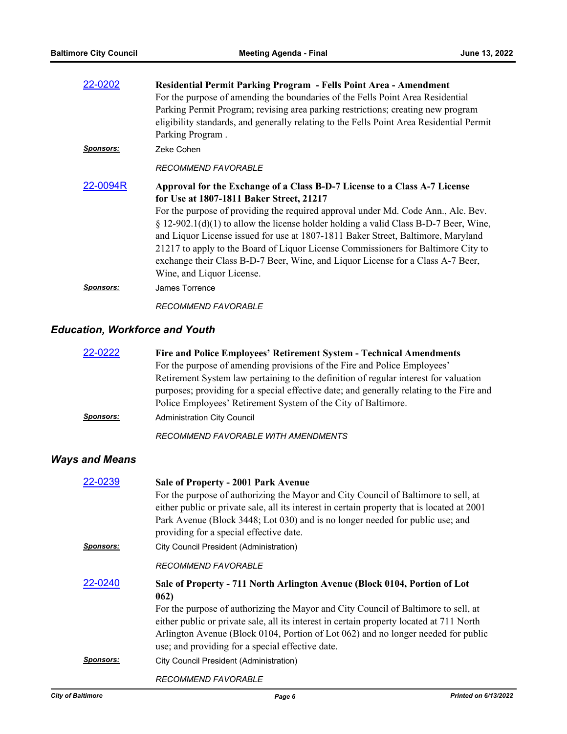[22-0202](#) **Residential Permit Parking Program - Fells Point Area - Amendment**

For the purpose of amending the boundaries of the Fells Point Area Residential Parking Permit Program; revising area parking restrictions; creating new program eligibility standards, and generally relating to the Fells Point Area Residential Permit Parking Program .

***Sponsors:*** Zeke Cohen

*RECOMMEND FAVORABLE*

[22-0094R](#) **Approval for the Exchange of a Class B-D-7 License to a Class A-7 License for Use at 1807-1811 Baker Street, 21217**

For the purpose of providing the required approval under Md. Code Ann., Alc. Bev. § 12-902.1(d)(1) to allow the license holder holding a valid Class B-D-7 Beer, Wine, and Liquor License issued for use at 1807-1811 Baker Street, Baltimore, Maryland 21217 to apply to the Board of Liquor License Commissioners for Baltimore City to exchange their Class B-D-7 Beer, Wine, and Liquor License for a Class A-7 Beer, Wine, and Liquor License.

***Sponsors:*** James Torrence

*RECOMMEND FAVORABLE*

## *Education, Workforce and Youth*

[22-0222](#) **Fire and Police Employees' Retirement System - Technical Amendments**

For the purpose of amending provisions of the Fire and Police Employees' Retirement System law pertaining to the definition of regular interest for valuation purposes; providing for a special effective date; and generally relating to the Fire and Police Employees' Retirement System of the City of Baltimore.

***Sponsors:*** Administration City Council

*RECOMMEND FAVORABLE WITH AMENDMENTS*

## *Ways and Means*

[22-0239](#) **Sale of Property - 2001 Park Avenue**

For the purpose of authorizing the Mayor and City Council of Baltimore to sell, at either public or private sale, all its interest in certain property that is located at 2001 Park Avenue (Block 3448; Lot 030) and is no longer needed for public use; and providing for a special effective date.

***Sponsors:*** City Council President (Administration)

*RECOMMEND FAVORABLE*

[22-0240](#) **Sale of Property - 711 North Arlington Avenue (Block 0104, Portion of Lot 062)**

For the purpose of authorizing the Mayor and City Council of Baltimore to sell, at either public or private sale, all its interest in certain property located at 711 North Arlington Avenue (Block 0104, Portion of Lot 062) and no longer needed for public use; and providing for a special effective date.

***Sponsors:*** City Council President (Administration)

*RECOMMEND FAVORABLE*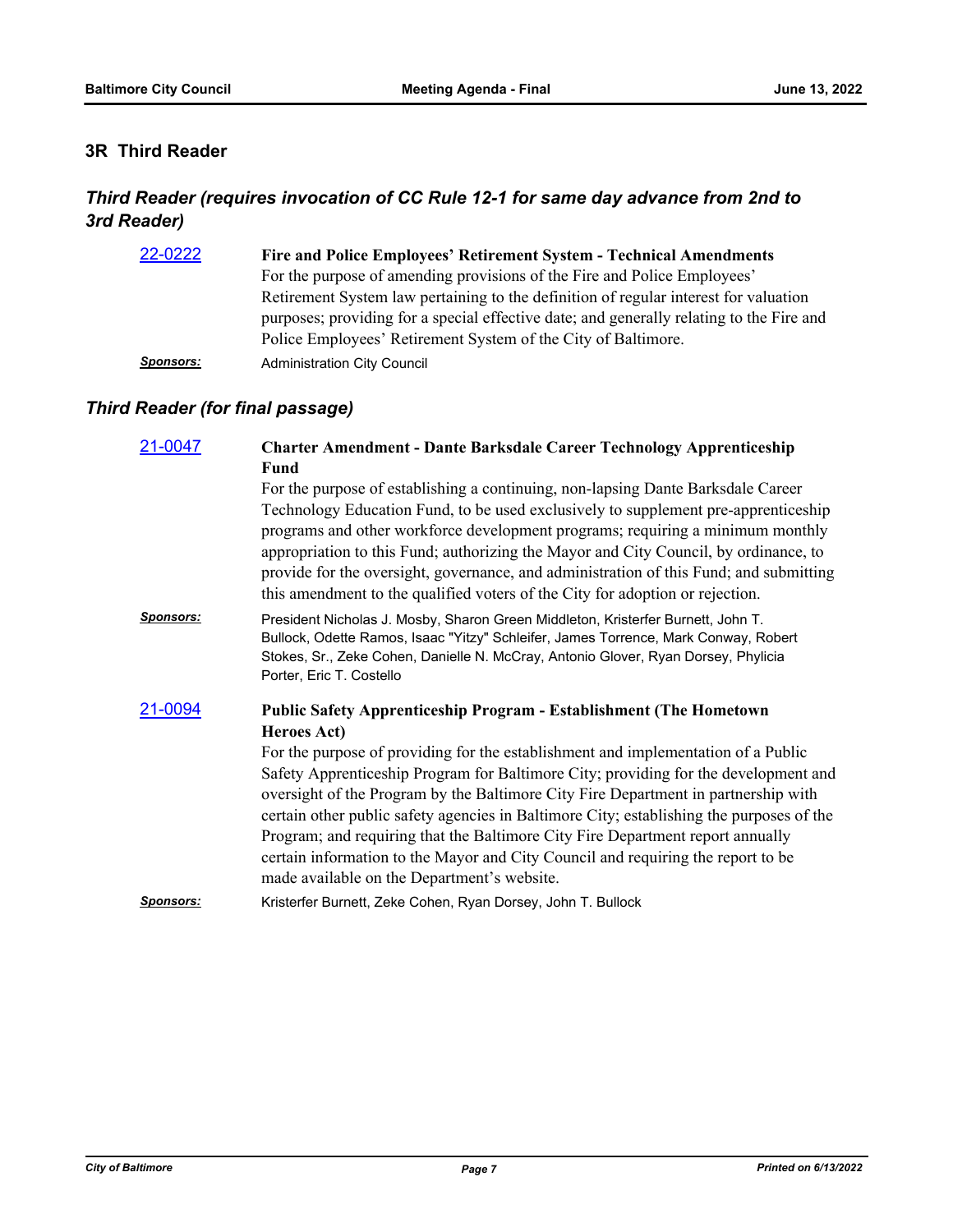## 3R Third Reader

### *Third Reader (requires invocation of CC Rule 12-1 for same day advance from 2nd to 3rd Reader)*

[22-0222](#) **Fire and Police Employees' Retirement System - Technical Amendments**

For the purpose of amending provisions of the Fire and Police Employees' Retirement System law pertaining to the definition of regular interest for valuation purposes; providing for a special effective date; and generally relating to the Fire and Police Employees' Retirement System of the City of Baltimore.

***Sponsors:*** Administration City Council

### *Third Reader (for final passage)*

[21-0047](#) **Charter Amendment - Dante Barksdale Career Technology Apprenticeship Fund**

For the purpose of establishing a continuing, non-lapsing Dante Barksdale Career Technology Education Fund, to be used exclusively to supplement pre-apprenticeship programs and other workforce development programs; requiring a minimum monthly appropriation to this Fund; authorizing the Mayor and City Council, by ordinance, to provide for the oversight, governance, and administration of this Fund; and submitting this amendment to the qualified voters of the City for adoption or rejection.

***Sponsors:*** President Nicholas J. Mosby, Sharon Green Middleton, Kristerfer Burnett, John T. Bullock, Odette Ramos, Isaac "Yitzy" Schleifer, James Torrence, Mark Conway, Robert Stokes, Sr., Zeke Cohen, Danielle N. McCray, Antonio Glover, Ryan Dorsey, Phylicia Porter, Eric T. Costello

[21-0094](#) **Public Safety Apprenticeship Program - Establishment (The Hometown Heroes Act)**

For the purpose of providing for the establishment and implementation of a Public Safety Apprenticeship Program for Baltimore City; providing for the development and oversight of the Program by the Baltimore City Fire Department in partnership with certain other public safety agencies in Baltimore City; establishing the purposes of the Program; and requiring that the Baltimore City Fire Department report annually certain information to the Mayor and City Council and requiring the report to be made available on the Department's website.

***Sponsors:*** Kristerfer Burnett, Zeke Cohen, Ryan Dorsey, John T. Bullock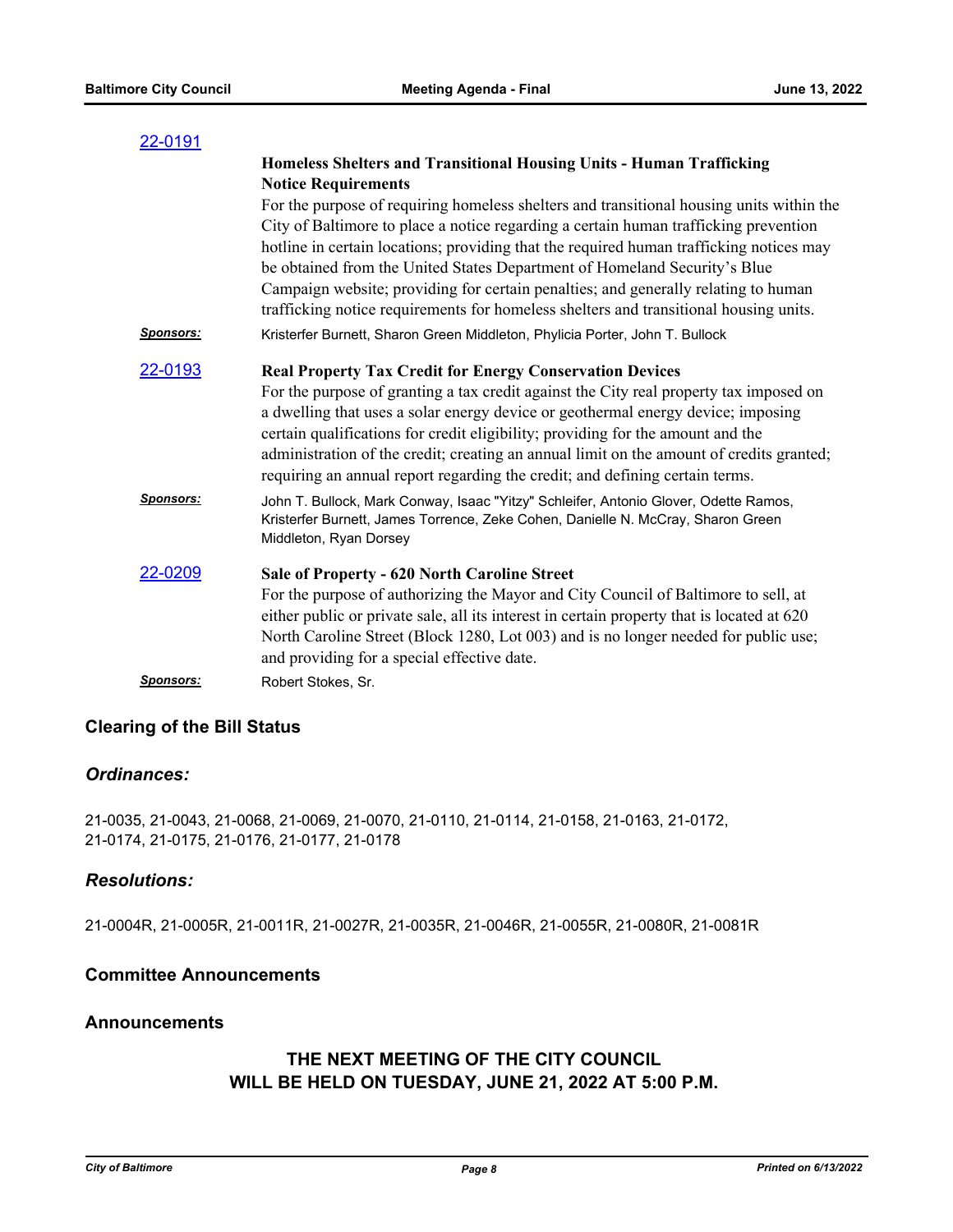[22-0191](22-0191)

**Homeless Shelters and Transitional Housing Units - Human Trafficking Notice Requirements**

For the purpose of requiring homeless shelters and transitional housing units within the City of Baltimore to place a notice regarding a certain human trafficking prevention hotline in certain locations; providing that the required human trafficking notices may be obtained from the United States Department of Homeland Security's Blue Campaign website; providing for certain penalties; and generally relating to human trafficking notice requirements for homeless shelters and transitional housing units.

***Sponsors:*** Kristerfer Burnett, Sharon Green Middleton, Phylicia Porter, John T. Bullock

[22-0193](22-0193)

**Real Property Tax Credit for Energy Conservation Devices**

For the purpose of granting a tax credit against the City real property tax imposed on a dwelling that uses a solar energy device or geothermal energy device; imposing certain qualifications for credit eligibility; providing for the amount and the administration of the credit; creating an annual limit on the amount of credits granted; requiring an annual report regarding the credit; and defining certain terms.

***Sponsors:*** John T. Bullock, Mark Conway, Isaac "Yitzy" Schleifer, Antonio Glover, Odette Ramos, Kristerfer Burnett, James Torrence, Zeke Cohen, Danielle N. McCray, Sharon Green Middleton, Ryan Dorsey

[22-0209](22-0209)

**Sale of Property - 620 North Caroline Street**

For the purpose of authorizing the Mayor and City Council of Baltimore to sell, at either public or private sale, all its interest in certain property that is located at 620 North Caroline Street (Block 1280, Lot 003) and is no longer needed for public use; and providing for a special effective date.

***Sponsors:*** Robert Stokes, Sr.

## Clearing of the Bill Status

### *Ordinances:*

21-0035, 21-0043, 21-0068, 21-0069, 21-0070, 21-0110, 21-0114, 21-0158, 21-0163, 21-0172, 21-0174, 21-0175, 21-0176, 21-0177, 21-0178

### *Resolutions:*

21-0004R, 21-0005R, 21-0011R, 21-0027R, 21-0035R, 21-0046R, 21-0055R, 21-0080R, 21-0081R

## Committee Announcements

## Announcements

**THE NEXT MEETING OF THE CITY COUNCIL WILL BE HELD ON TUESDAY, JUNE 21, 2022 AT 5:00 P.M.**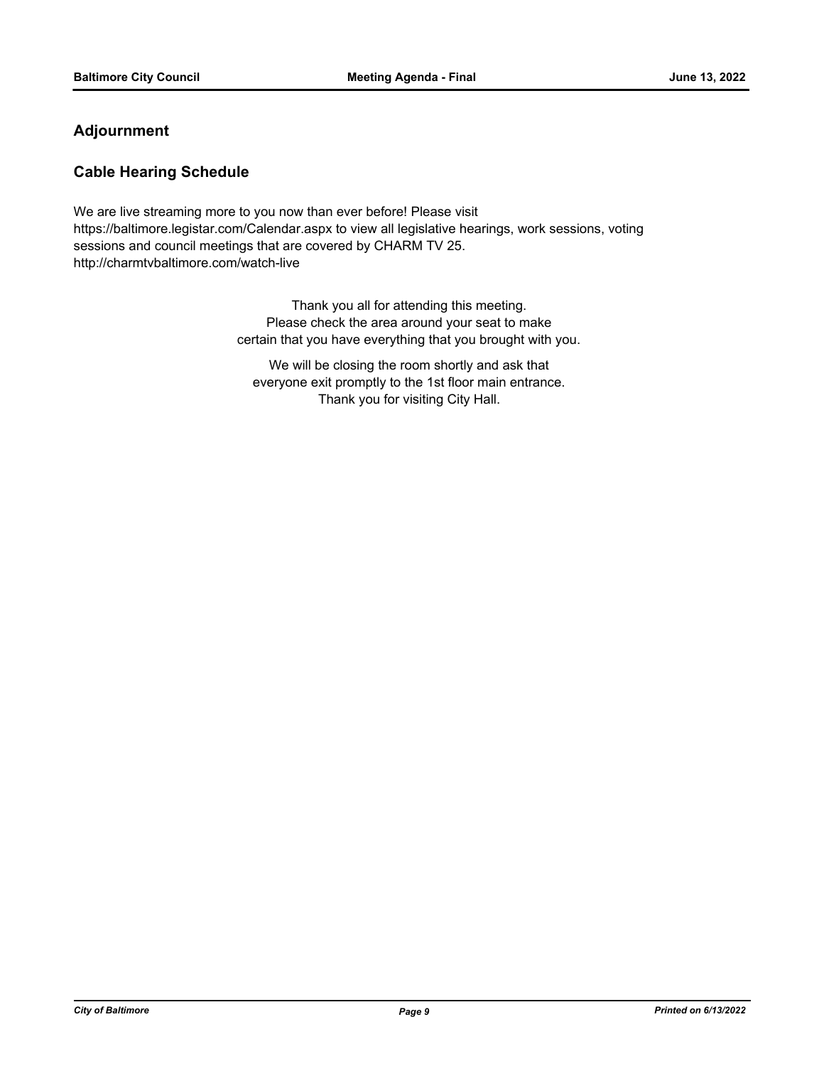## Adjournment

## Cable Hearing Schedule

We are live streaming more to you now than ever before! Please visit https://baltimore.legistar.com/Calendar.aspx to view all legislative hearings, work sessions, voting sessions and council meetings that are covered by CHARM TV 25. http://charmtvbaltimore.com/watch-live

Thank you all for attending this meeting.
Please check the area around your seat to make
certain that you have everything that you brought with you.

We will be closing the room shortly and ask that
everyone exit promptly to the 1st floor main entrance.
Thank you for visiting City Hall.